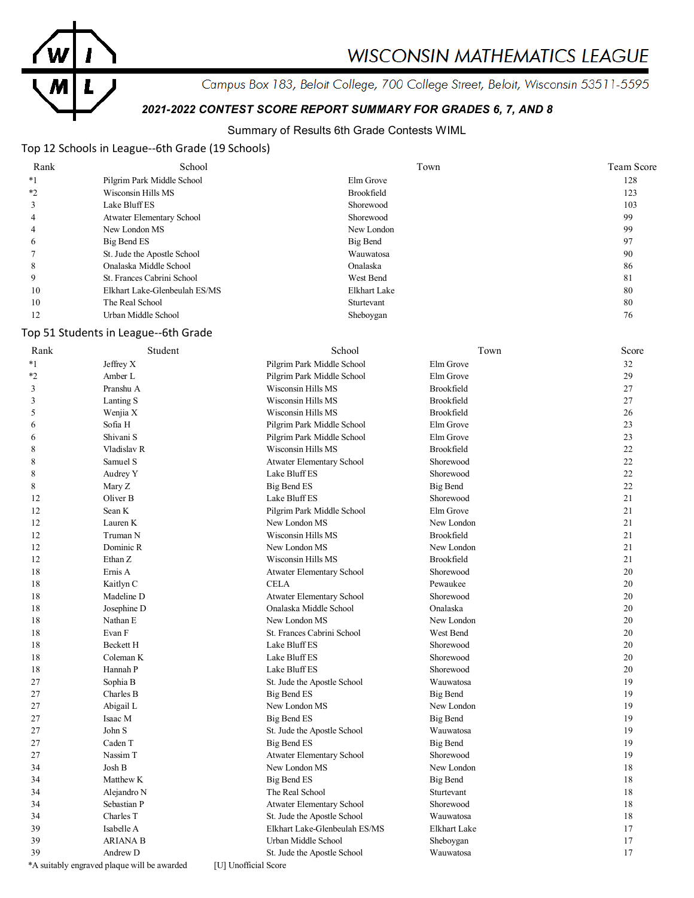# WISCONSIN MATHEMATICS LEAGUE

*Campus Box 183, Beloit College, 700 College Street, Beloit, Wisconsin 53511-5595*

***2021-2022 CONTEST SCORE REPORT SUMMARY FOR GRADES 6, 7, AND 8***

Summary of Results 6th Grade Contests WIML

## Top 12 Schools in League--6th Grade (19 Schools)

| Rank | School | Town | Team Score |
|---|---|---|---|
| *1 | Pilgrim Park Middle School | Elm Grove | 128 |
| *2 | Wisconsin Hills MS | Brookfield | 123 |
| 3 | Lake Bluff ES | Shorewood | 103 |
| 4 | Atwater Elementary School | Shorewood | 99 |
| 4 | New London MS | New London | 99 |
| 6 | Big Bend ES | Big Bend | 97 |
| 7 | St. Jude the Apostle School | Wauwatosa | 90 |
| 8 | Onalaska Middle School | Onalaska | 86 |
| 9 | St. Frances Cabrini School | West Bend | 81 |
| 10 | Elkhart Lake-Glenbeulah ES/MS | Elkhart Lake | 80 |
| 10 | The Real School | Sturtevant | 80 |
| 12 | Urban Middle School | Sheboygan | 76 |

## Top 51 Students in League--6th Grade

| Rank | Student | School | Town | Score |
|---|---|---|---|---|
| *1 | Jeffrey X | Pilgrim Park Middle School | Elm Grove | 32 |
| *2 | Amber L | Pilgrim Park Middle School | Elm Grove | 29 |
| 3 | Pranshu A | Wisconsin Hills MS | Brookfield | 27 |
| 3 | Lanting S | Wisconsin Hills MS | Brookfield | 27 |
| 5 | Wenjia X | Wisconsin Hills MS | Brookfield | 26 |
| 6 | Sofia H | Pilgrim Park Middle School | Elm Grove | 23 |
| 6 | Shivani S | Pilgrim Park Middle School | Elm Grove | 23 |
| 8 | Vladislav R | Wisconsin Hills MS | Brookfield | 22 |
| 8 | Samuel S | Atwater Elementary School | Shorewood | 22 |
| 8 | Audrey Y | Lake Bluff ES | Shorewood | 22 |
| 8 | Mary Z | Big Bend ES | Big Bend | 22 |
| 12 | Oliver B | Lake Bluff ES | Shorewood | 21 |
| 12 | Sean K | Pilgrim Park Middle School | Elm Grove | 21 |
| 12 | Lauren K | New London MS | New London | 21 |
| 12 | Truman N | Wisconsin Hills MS | Brookfield | 21 |
| 12 | Dominic R | New London MS | New London | 21 |
| 12 | Ethan Z | Wisconsin Hills MS | Brookfield | 21 |
| 18 | Ernis A | Atwater Elementary School | Shorewood | 20 |
| 18 | Kaitlyn C | CELA | Pewaukee | 20 |
| 18 | Madeline D | Atwater Elementary School | Shorewood | 20 |
| 18 | Josephine D | Onalaska Middle School | Onalaska | 20 |
| 18 | Nathan E | New London MS | New London | 20 |
| 18 | Evan F | St. Frances Cabrini School | West Bend | 20 |
| 18 | Beckett H | Lake Bluff ES | Shorewood | 20 |
| 18 | Coleman K | Lake Bluff ES | Shorewood | 20 |
| 18 | Hannah P | Lake Bluff ES | Shorewood | 20 |
| 27 | Sophia B | St. Jude the Apostle School | Wauwatosa | 19 |
| 27 | Charles B | Big Bend ES | Big Bend | 19 |
| 27 | Abigail L | New London MS | New London | 19 |
| 27 | Isaac M | Big Bend ES | Big Bend | 19 |
| 27 | John S | St. Jude the Apostle School | Wauwatosa | 19 |
| 27 | Caden T | Big Bend ES | Big Bend | 19 |
| 27 | Nassim T | Atwater Elementary School | Shorewood | 19 |
| 34 | Josh B | New London MS | New London | 18 |
| 34 | Matthew K | Big Bend ES | Big Bend | 18 |
| 34 | Alejandro N | The Real School | Sturtevant | 18 |
| 34 | Sebastian P | Atwater Elementary School | Shorewood | 18 |
| 34 | Charles T | St. Jude the Apostle School | Wauwatosa | 18 |
| 39 | Isabelle A | Elkhart Lake-Glenbeulah ES/MS | Elkhart Lake | 17 |
| 39 | ARIANA B | Urban Middle School | Sheboygan | 17 |
| 39 | Andrew D | St. Jude the Apostle School | Wauwatosa | 17 |

*A suitably engraved plaque will be awarded [U] Unofficial Score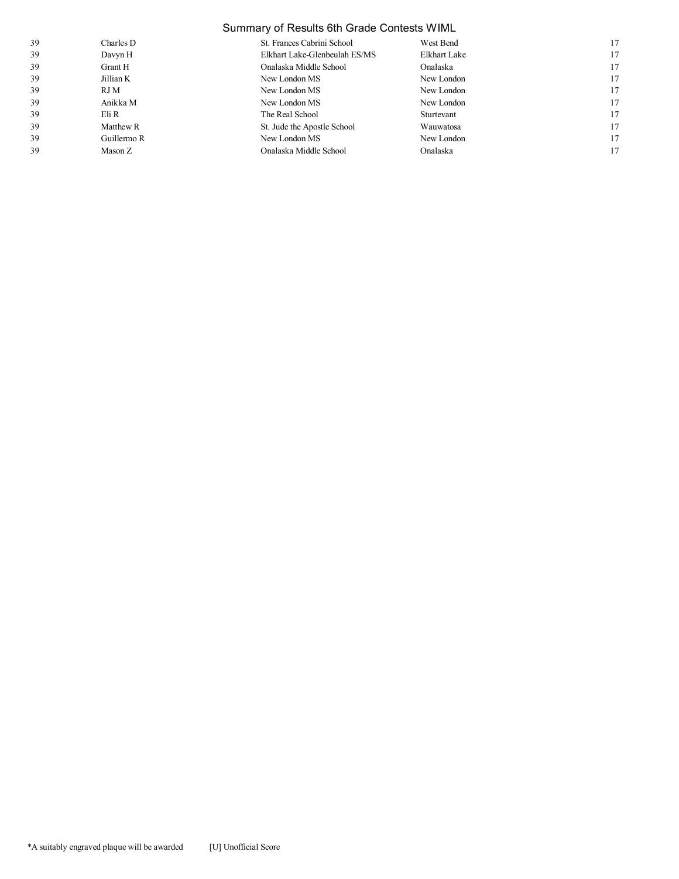# Summary of Results 6th Grade Contests WIML

| | | | | |
|---|---|---|---|---|
| 39 | Charles D | St. Frances Cabrini School | West Bend | 17 |
| 39 | Davyn H | Elkhart Lake-Glenbeulah ES/MS | Elkhart Lake | 17 |
| 39 | Grant H | Onalaska Middle School | Onalaska | 17 |
| 39 | Jillian K | New London MS | New London | 17 |
| 39 | RJ M | New London MS | New London | 17 |
| 39 | Anikka M | New London MS | New London | 17 |
| 39 | Eli R | The Real School | Sturtevant | 17 |
| 39 | Matthew R | St. Jude the Apostle School | Wauwatosa | 17 |
| 39 | Guillermo R | New London MS | New London | 17 |
| 39 | Mason Z | Onalaska Middle School | Onalaska | 17 |

*A suitably engraved plaque will be awarded [U] Unofficial Score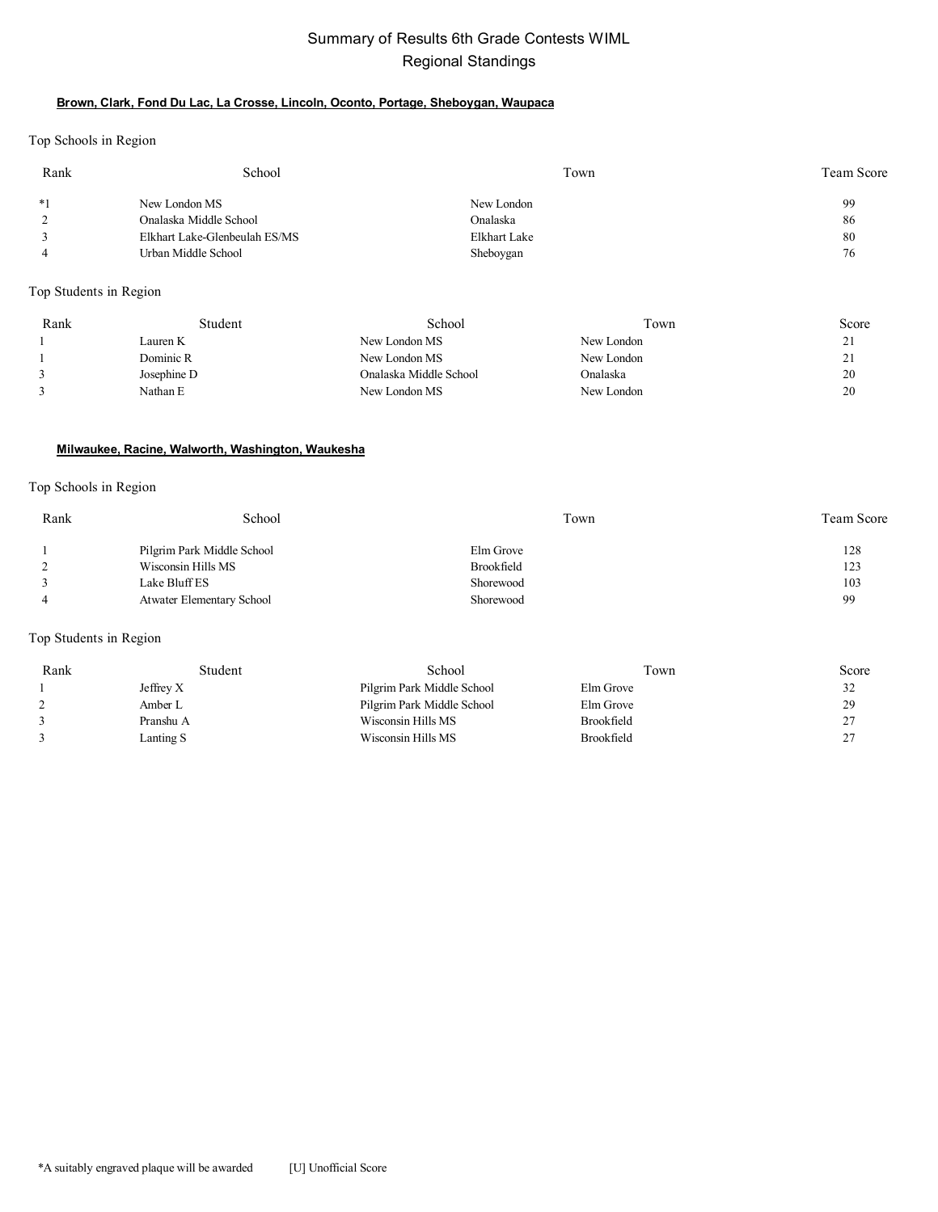# Summary of Results 6th Grade Contests WIML

## Regional Standings

### Brown, Clark, Fond Du Lac, La Crosse, Lincoln, Oconto, Portage, Sheboygan, Waupaca

Top Schools in Region

| Rank | School | Town | Team Score |
|---|---|---|---|
| *1 | New London MS | New London | 99 |
| 2 | Onalaska Middle School | Onalaska | 86 |
| 3 | Elkhart Lake-Glenbeulah ES/MS | Elkhart Lake | 80 |
| 4 | Urban Middle School | Sheboygan | 76 |

Top Students in Region

| Rank | Student | School | Town | Score |
|---|---|---|---|---|
| 1 | Lauren K | New London MS | New London | 21 |
| 1 | Dominic R | New London MS | New London | 21 |
| 3 | Josephine D | Onalaska Middle School | Onalaska | 20 |
| 3 | Nathan E | New London MS | New London | 20 |

### Milwaukee, Racine, Walworth, Washington, Waukesha

Top Schools in Region

| Rank | School | Town | Team Score |
|---|---|---|---|
| 1 | Pilgrim Park Middle School | Elm Grove | 128 |
| 2 | Wisconsin Hills MS | Brookfield | 123 |
| 3 | Lake Bluff ES | Shorewood | 103 |
| 4 | Atwater Elementary School | Shorewood | 99 |

Top Students in Region

| Rank | Student | School | Town | Score |
|---|---|---|---|---|
| 1 | Jeffrey X | Pilgrim Park Middle School | Elm Grove | 32 |
| 2 | Amber L | Pilgrim Park Middle School | Elm Grove | 29 |
| 3 | Pranshu A | Wisconsin Hills MS | Brookfield | 27 |
| 3 | Lanting S | Wisconsin Hills MS | Brookfield | 27 |

*A suitably engraved plaque will be awarded [U] Unofficial Score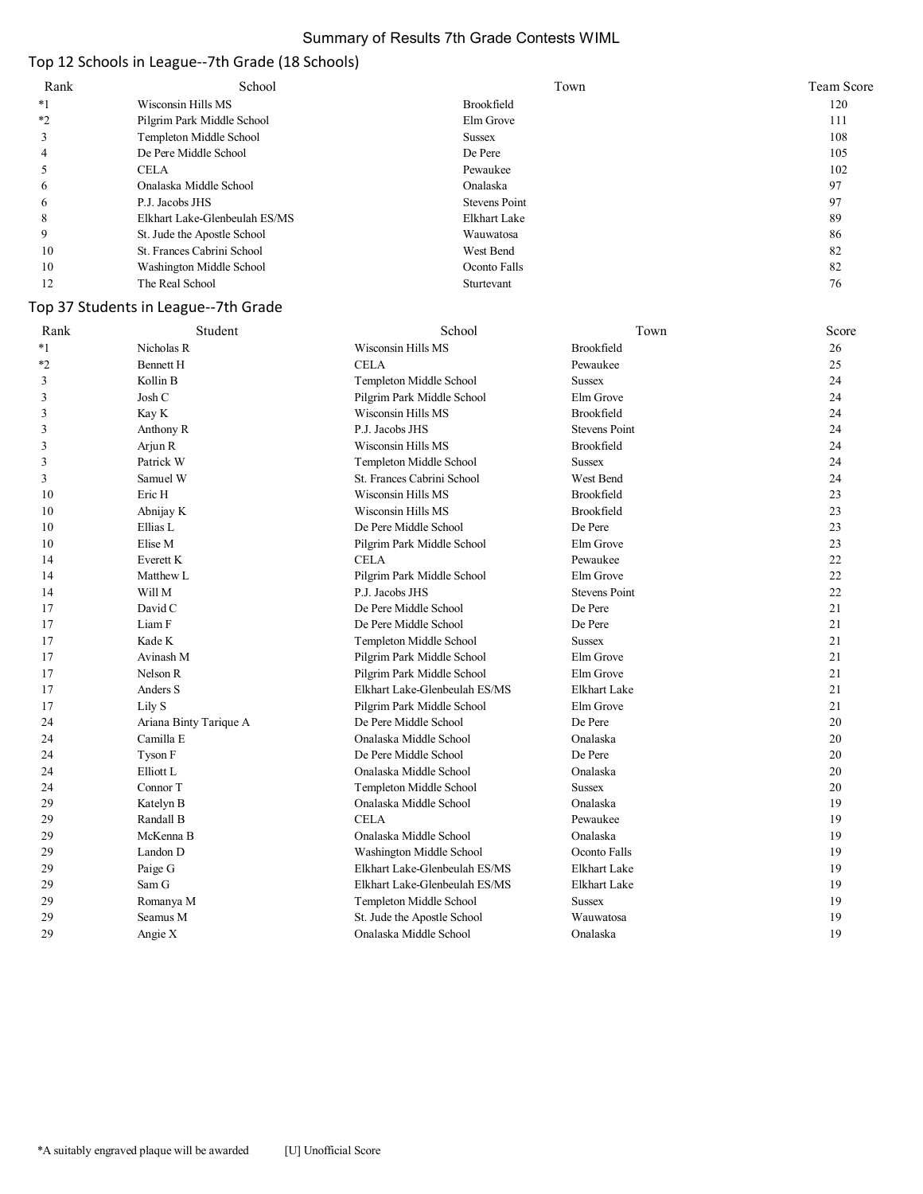# Summary of Results 7th Grade Contests WIML

## Top 12 Schools in League--7th Grade (18 Schools)

| Rank | School | Town | Team Score |
|---|---|---|---|
| *1 | Wisconsin Hills MS | Brookfield | 120 |
| *2 | Pilgrim Park Middle School | Elm Grove | 111 |
| 3 | Templeton Middle School | Sussex | 108 |
| 4 | De Pere Middle School | De Pere | 105 |
| 5 | CELA | Pewaukee | 102 |
| 6 | Onalaska Middle School | Onalaska | 97 |
| 6 | P.J. Jacobs JHS | Stevens Point | 97 |
| 8 | Elkhart Lake-Glenbeulah ES/MS | Elkhart Lake | 89 |
| 9 | St. Jude the Apostle School | Wauwatosa | 86 |
| 10 | St. Frances Cabrini School | West Bend | 82 |
| 10 | Washington Middle School | Oconto Falls | 82 |
| 12 | The Real School | Sturtevant | 76 |

## Top 37 Students in League--7th Grade

| Rank | Student | School | Town | Score |
|---|---|---|---|---|
| *1 | Nicholas R | Wisconsin Hills MS | Brookfield | 26 |
| *2 | Bennett H | CELA | Pewaukee | 25 |
| 3 | Kollin B | Templeton Middle School | Sussex | 24 |
| 3 | Josh C | Pilgrim Park Middle School | Elm Grove | 24 |
| 3 | Kay K | Wisconsin Hills MS | Brookfield | 24 |
| 3 | Anthony R | P.J. Jacobs JHS | Stevens Point | 24 |
| 3 | Arjun R | Wisconsin Hills MS | Brookfield | 24 |
| 3 | Patrick W | Templeton Middle School | Sussex | 24 |
| 3 | Samuel W | St. Frances Cabrini School | West Bend | 24 |
| 10 | Eric H | Wisconsin Hills MS | Brookfield | 23 |
| 10 | Abnijay K | Wisconsin Hills MS | Brookfield | 23 |
| 10 | Ellias L | De Pere Middle School | De Pere | 23 |
| 10 | Elise M | Pilgrim Park Middle School | Elm Grove | 23 |
| 14 | Everett K | CELA | Pewaukee | 22 |
| 14 | Matthew L | Pilgrim Park Middle School | Elm Grove | 22 |
| 14 | Will M | P.J. Jacobs JHS | Stevens Point | 22 |
| 17 | David C | De Pere Middle School | De Pere | 21 |
| 17 | Liam F | De Pere Middle School | De Pere | 21 |
| 17 | Kade K | Templeton Middle School | Sussex | 21 |
| 17 | Avinash M | Pilgrim Park Middle School | Elm Grove | 21 |
| 17 | Nelson R | Pilgrim Park Middle School | Elm Grove | 21 |
| 17 | Anders S | Elkhart Lake-Glenbeulah ES/MS | Elkhart Lake | 21 |
| 17 | Lily S | Pilgrim Park Middle School | Elm Grove | 21 |
| 24 | Ariana Binty Tarique A | De Pere Middle School | De Pere | 20 |
| 24 | Camilla E | Onalaska Middle School | Onalaska | 20 |
| 24 | Tyson F | De Pere Middle School | De Pere | 20 |
| 24 | Elliott L | Onalaska Middle School | Onalaska | 20 |
| 24 | Connor T | Templeton Middle School | Sussex | 20 |
| 29 | Katelyn B | Onalaska Middle School | Onalaska | 19 |
| 29 | Randall B | CELA | Pewaukee | 19 |
| 29 | McKenna B | Onalaska Middle School | Onalaska | 19 |
| 29 | Landon D | Washington Middle School | Oconto Falls | 19 |
| 29 | Paige G | Elkhart Lake-Glenbeulah ES/MS | Elkhart Lake | 19 |
| 29 | Sam G | Elkhart Lake-Glenbeulah ES/MS | Elkhart Lake | 19 |
| 29 | Romanya M | Templeton Middle School | Sussex | 19 |
| 29 | Seamus M | St. Jude the Apostle School | Wauwatosa | 19 |
| 29 | Angie X | Onalaska Middle School | Onalaska | 19 |

*A suitably engraved plaque will be awarded    [U] Unofficial Score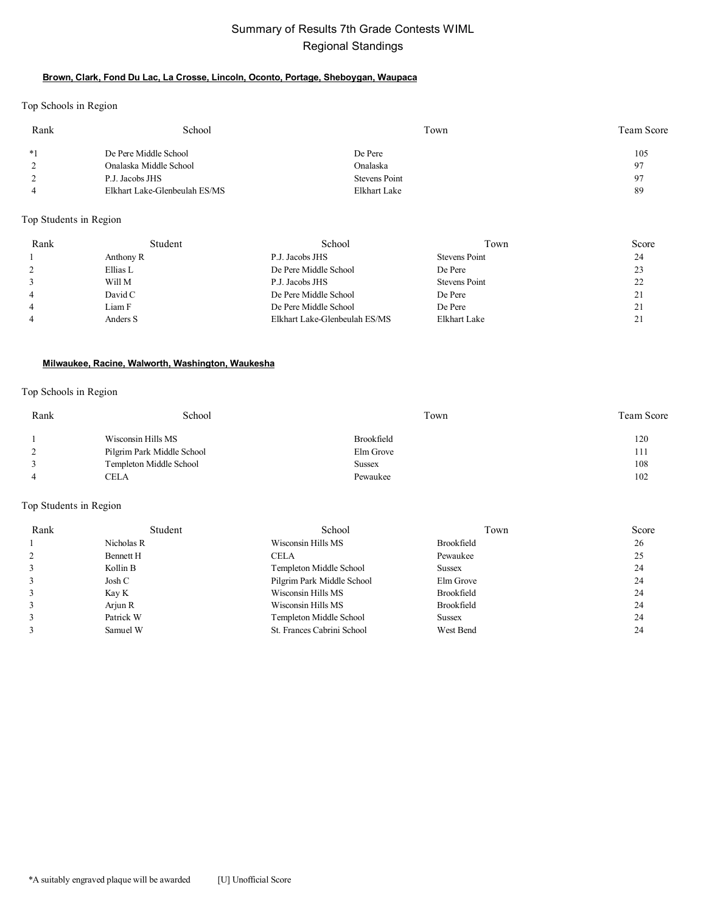# Summary of Results 7th Grade Contests WIML
## Regional Standings

### Brown, Clark, Fond Du Lac, La Crosse, Lincoln, Oconto, Portage, Sheboygan, Waupaca

Top Schools in Region

| Rank | School | Town | Team Score |
|---|---|---|---|
| *1 | De Pere Middle School | De Pere | 105 |
| 2 | Onalaska Middle School | Onalaska | 97 |
| 2 | P.J. Jacobs JHS | Stevens Point | 97 |
| 4 | Elkhart Lake-Glenbeulah ES/MS | Elkhart Lake | 89 |

Top Students in Region

| Rank | Student | School | Town | Score |
|---|---|---|---|---|
| 1 | Anthony R | P.J. Jacobs JHS | Stevens Point | 24 |
| 2 | Ellias L | De Pere Middle School | De Pere | 23 |
| 3 | Will M | P.J. Jacobs JHS | Stevens Point | 22 |
| 4 | David C | De Pere Middle School | De Pere | 21 |
| 4 | Liam F | De Pere Middle School | De Pere | 21 |
| 4 | Anders S | Elkhart Lake-Glenbeulah ES/MS | Elkhart Lake | 21 |

### Milwaukee, Racine, Walworth, Washington, Waukesha

Top Schools in Region

| Rank | School | Town | Team Score |
|---|---|---|---|
| 1 | Wisconsin Hills MS | Brookfield | 120 |
| 2 | Pilgrim Park Middle School | Elm Grove | 111 |
| 3 | Templeton Middle School | Sussex | 108 |
| 4 | CELA | Pewaukee | 102 |

Top Students in Region

| Rank | Student | School | Town | Score |
|---|---|---|---|---|
| 1 | Nicholas R | Wisconsin Hills MS | Brookfield | 26 |
| 2 | Bennett H | CELA | Pewaukee | 25 |
| 3 | Kollin B | Templeton Middle School | Sussex | 24 |
| 3 | Josh C | Pilgrim Park Middle School | Elm Grove | 24 |
| 3 | Kay K | Wisconsin Hills MS | Brookfield | 24 |
| 3 | Arjun R | Wisconsin Hills MS | Brookfield | 24 |
| 3 | Patrick W | Templeton Middle School | Sussex | 24 |
| 3 | Samuel W | St. Frances Cabrini School | West Bend | 24 |

*A suitably engraved plaque will be awarded [U] Unofficial Score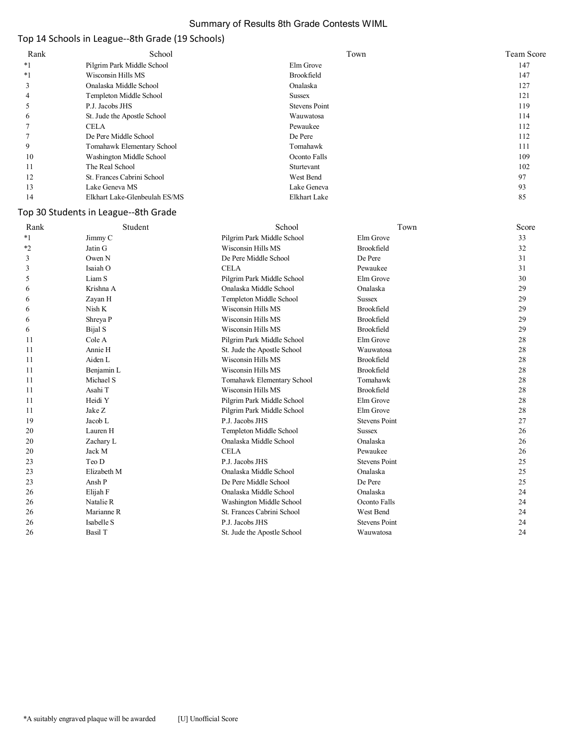# Summary of Results 8th Grade Contests WIML

## Top 14 Schools in League--8th Grade (19 Schools)

| Rank | School | Town | Team Score |
|---|---|---|---|
| *1 | Pilgrim Park Middle School | Elm Grove | 147 |
| *1 | Wisconsin Hills MS | Brookfield | 147 |
| 3 | Onalaska Middle School | Onalaska | 127 |
| 4 | Templeton Middle School | Sussex | 121 |
| 5 | P.J. Jacobs JHS | Stevens Point | 119 |
| 6 | St. Jude the Apostle School | Wauwatosa | 114 |
| 7 | CELA | Pewaukee | 112 |
| 7 | De Pere Middle School | De Pere | 112 |
| 9 | Tomahawk Elementary School | Tomahawk | 111 |
| 10 | Washington Middle School | Oconto Falls | 109 |
| 11 | The Real School | Sturtevant | 102 |
| 12 | St. Frances Cabrini School | West Bend | 97 |
| 13 | Lake Geneva MS | Lake Geneva | 93 |
| 14 | Elkhart Lake-Glenbeulah ES/MS | Elkhart Lake | 85 |

## Top 30 Students in League--8th Grade

| Rank | Student | School | Town | Score |
|---|---|---|---|---|
| *1 | Jimmy C | Pilgrim Park Middle School | Elm Grove | 33 |
| *2 | Jatin G | Wisconsin Hills MS | Brookfield | 32 |
| 3 | Owen N | De Pere Middle School | De Pere | 31 |
| 3 | Isaiah O | CELA | Pewaukee | 31 |
| 5 | Liam S | Pilgrim Park Middle School | Elm Grove | 30 |
| 6 | Krishna A | Onalaska Middle School | Onalaska | 29 |
| 6 | Zayan H | Templeton Middle School | Sussex | 29 |
| 6 | Nish K | Wisconsin Hills MS | Brookfield | 29 |
| 6 | Shreya P | Wisconsin Hills MS | Brookfield | 29 |
| 6 | Bijal S | Wisconsin Hills MS | Brookfield | 29 |
| 11 | Cole A | Pilgrim Park Middle School | Elm Grove | 28 |
| 11 | Annie H | St. Jude the Apostle School | Wauwatosa | 28 |
| 11 | Aiden L | Wisconsin Hills MS | Brookfield | 28 |
| 11 | Benjamin L | Wisconsin Hills MS | Brookfield | 28 |
| 11 | Michael S | Tomahawk Elementary School | Tomahawk | 28 |
| 11 | Asahi T | Wisconsin Hills MS | Brookfield | 28 |
| 11 | Heidi Y | Pilgrim Park Middle School | Elm Grove | 28 |
| 11 | Jake Z | Pilgrim Park Middle School | Elm Grove | 28 |
| 19 | Jacob L | P.J. Jacobs JHS | Stevens Point | 27 |
| 20 | Lauren H | Templeton Middle School | Sussex | 26 |
| 20 | Zachary L | Onalaska Middle School | Onalaska | 26 |
| 20 | Jack M | CELA | Pewaukee | 26 |
| 23 | Teo D | P.J. Jacobs JHS | Stevens Point | 25 |
| 23 | Elizabeth M | Onalaska Middle School | Onalaska | 25 |
| 23 | Ansh P | De Pere Middle School | De Pere | 25 |
| 26 | Elijah F | Onalaska Middle School | Onalaska | 24 |
| 26 | Natalie R | Washington Middle School | Oconto Falls | 24 |
| 26 | Marianne R | St. Frances Cabrini School | West Bend | 24 |
| 26 | Isabelle S | P.J. Jacobs JHS | Stevens Point | 24 |
| 26 | Basil T | St. Jude the Apostle School | Wauwatosa | 24 |

*A suitably engraved plaque will be awarded [U] Unofficial Score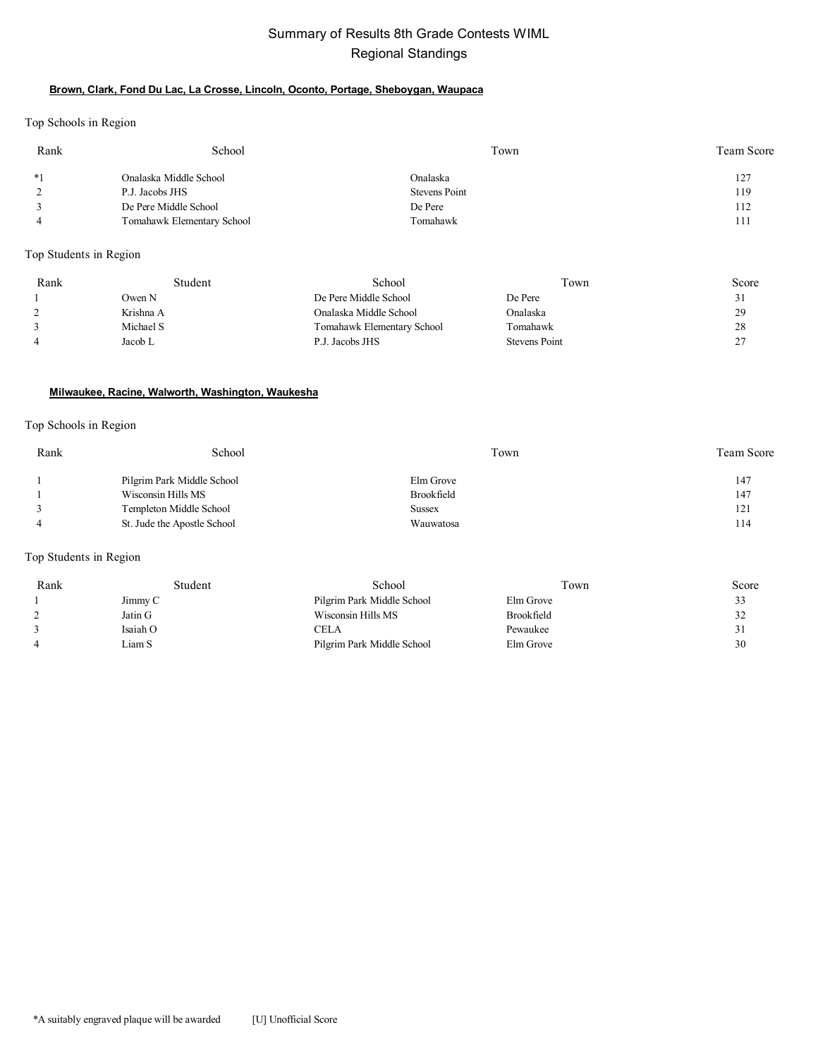# Summary of Results 8th Grade Contests WIML
## Regional Standings

### Brown, Clark, Fond Du Lac, La Crosse, Lincoln, Oconto, Portage, Sheboygan, Waupaca

Top Schools in Region

| Rank | School | Town | Team Score |
|---|---|---|---|
| *1 | Onalaska Middle School | Onalaska | 127 |
| 2 | P.J. Jacobs JHS | Stevens Point | 119 |
| 3 | De Pere Middle School | De Pere | 112 |
| 4 | Tomahawk Elementary School | Tomahawk | 111 |

Top Students in Region

| Rank | Student | School | Town | Score |
|---|---|---|---|---|
| 1 | Owen N | De Pere Middle School | De Pere | 31 |
| 2 | Krishna A | Onalaska Middle School | Onalaska | 29 |
| 3 | Michael S | Tomahawk Elementary School | Tomahawk | 28 |
| 4 | Jacob L | P.J. Jacobs JHS | Stevens Point | 27 |

### Milwaukee, Racine, Walworth, Washington, Waukesha

Top Schools in Region

| Rank | School | Town | Team Score |
|---|---|---|---|
| 1 | Pilgrim Park Middle School | Elm Grove | 147 |
| 1 | Wisconsin Hills MS | Brookfield | 147 |
| 3 | Templeton Middle School | Sussex | 121 |
| 4 | St. Jude the Apostle School | Wauwatosa | 114 |

Top Students in Region

| Rank | Student | School | Town | Score |
|---|---|---|---|---|
| 1 | Jimmy C | Pilgrim Park Middle School | Elm Grove | 33 |
| 2 | Jatin G | Wisconsin Hills MS | Brookfield | 32 |
| 3 | Isaiah O | CELA | Pewaukee | 31 |
| 4 | Liam S | Pilgrim Park Middle School | Elm Grove | 30 |

*A suitably engraved plaque will be awarded [U] Unofficial Score